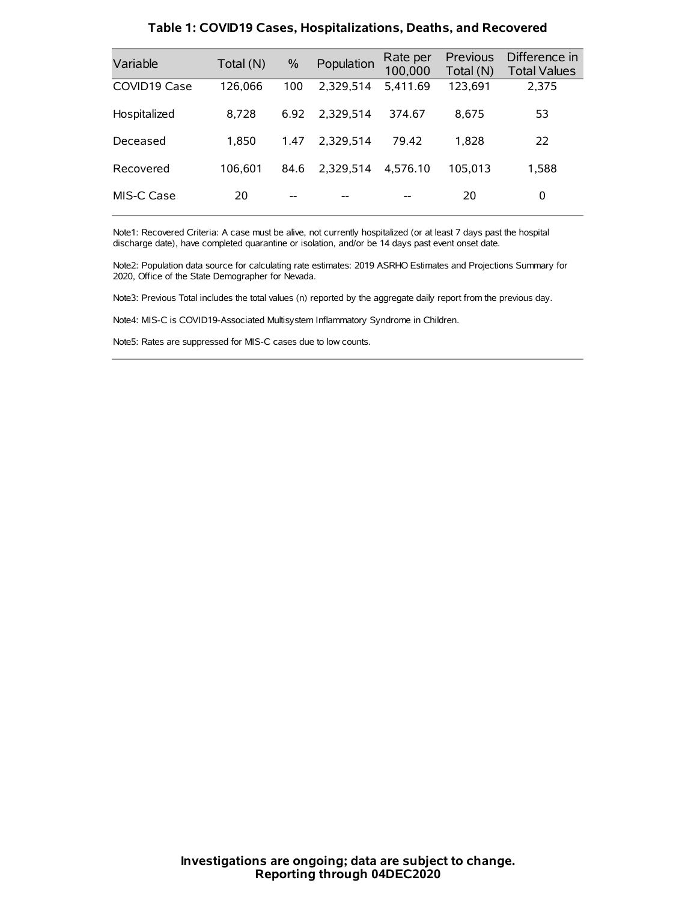## Table 1: COVID19 Cases, Hospitalizations, Deaths, and Recovered

| Variable | Total (N) | % | Population | Rate per 100,000 | Previous Total (N) | Difference in Total Values |
|---|---|---|---|---|---|---|
| COVID19 Case | 126,066 | 100 | 2,329,514 | 5,411.69 | 123,691 | 2,375 |
| Hospitalized | 8,728 | 6.92 | 2,329,514 | 374.67 | 8,675 | 53 |
| Deceased | 1,850 | 1.47 | 2,329,514 | 79.42 | 1,828 | 22 |
| Recovered | 106,601 | 84.6 | 2,329,514 | 4,576.10 | 105,013 | 1,588 |
| MIS-C Case | 20 | -- | -- | -- | 20 | 0 |

Note1: Recovered Criteria: A case must be alive, not currently hospitalized (or at least 7 days past the hospital discharge date), have completed quarantine or isolation, and/or be 14 days past event onset date.

Note2: Population data source for calculating rate estimates: 2019 ASRHO Estimates and Projections Summary for 2020, Office of the State Demographer for Nevada.

Note3: Previous Total includes the total values (n) reported by the aggregate daily report from the previous day.

Note4: MIS-C is COVID19-Associated Multisystem Inflammatory Syndrome in Children.

Note5: Rates are suppressed for MIS-C cases due to low counts.

**Investigations are ongoing; data are subject to change.**
**Reporting through 04DEC2020**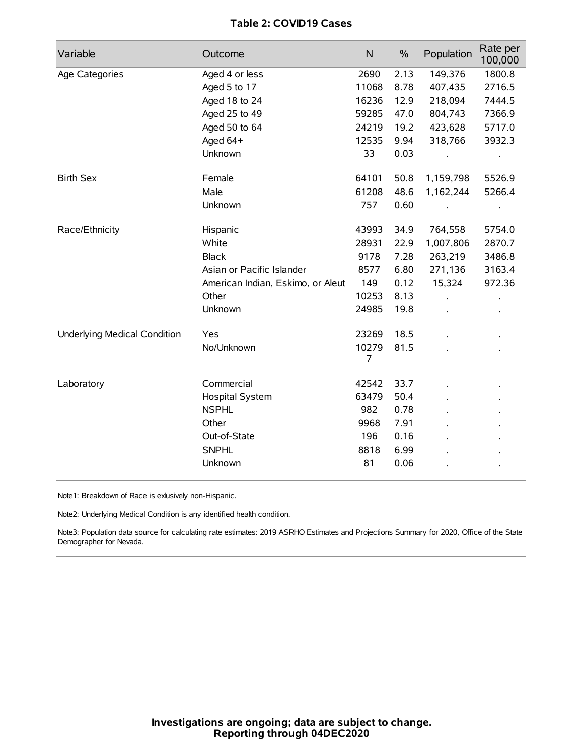**Table 2: COVID19 Cases**

| Variable | Outcome | N | % | Population | Rate per 100,000 |
|---|---|---|---|---|---|
| Age Categories | Aged 4 or less | 2690 | 2.13 | 149,376 | 1800.8 |
| | Aged 5 to 17 | 11068 | 8.78 | 407,435 | 2716.5 |
| | Aged 18 to 24 | 16236 | 12.9 | 218,094 | 7444.5 |
| | Aged 25 to 49 | 59285 | 47.0 | 804,743 | 7366.9 |
| | Aged 50 to 64 | 24219 | 19.2 | 423,628 | 5717.0 |
| | Aged 64+ | 12535 | 9.94 | 318,766 | 3932.3 |
| | Unknown | 33 | 0.03 | . | . |
| Birth Sex | Female | 64101 | 50.8 | 1,159,798 | 5526.9 |
| | Male | 61208 | 48.6 | 1,162,244 | 5266.4 |
| | Unknown | 757 | 0.60 | . | . |
| Race/Ethnicity | Hispanic | 43993 | 34.9 | 764,558 | 5754.0 |
| | White | 28931 | 22.9 | 1,007,806 | 2870.7 |
| | Black | 9178 | 7.28 | 263,219 | 3486.8 |
| | Asian or Pacific Islander | 8577 | 6.80 | 271,136 | 3163.4 |
| | American Indian, Eskimo, or Aleut | 149 | 0.12 | 15,324 | 972.36 |
| | Other | 10253 | 8.13 | . | . |
| | Unknown | 24985 | 19.8 | . | . |
| Underlying Medical Condition | Yes | 23269 | 18.5 | . | . |
| | No/Unknown | 102797 | 81.5 | . | . |
| Laboratory | Commercial | 42542 | 33.7 | . | . |
| | Hospital System | 63479 | 50.4 | . | . |
| | NSPHL | 982 | 0.78 | . | . |
| | Other | 9968 | 7.91 | . | . |
| | Out-of-State | 196 | 0.16 | . | . |
| | SNPHL | 8818 | 6.99 | . | . |
| | Unknown | 81 | 0.06 | . | . |

Note1: Breakdown of Race is exlusively non-Hispanic.

Note2: Underlying Medical Condition is any identified health condition.

Note3: Population data source for calculating rate estimates: 2019 ASRHO Estimates and Projections Summary for 2020, Office of the State Demographer for Nevada.

**Investigations are ongoing; data are subject to change.**
**Reporting through 04DEC2020**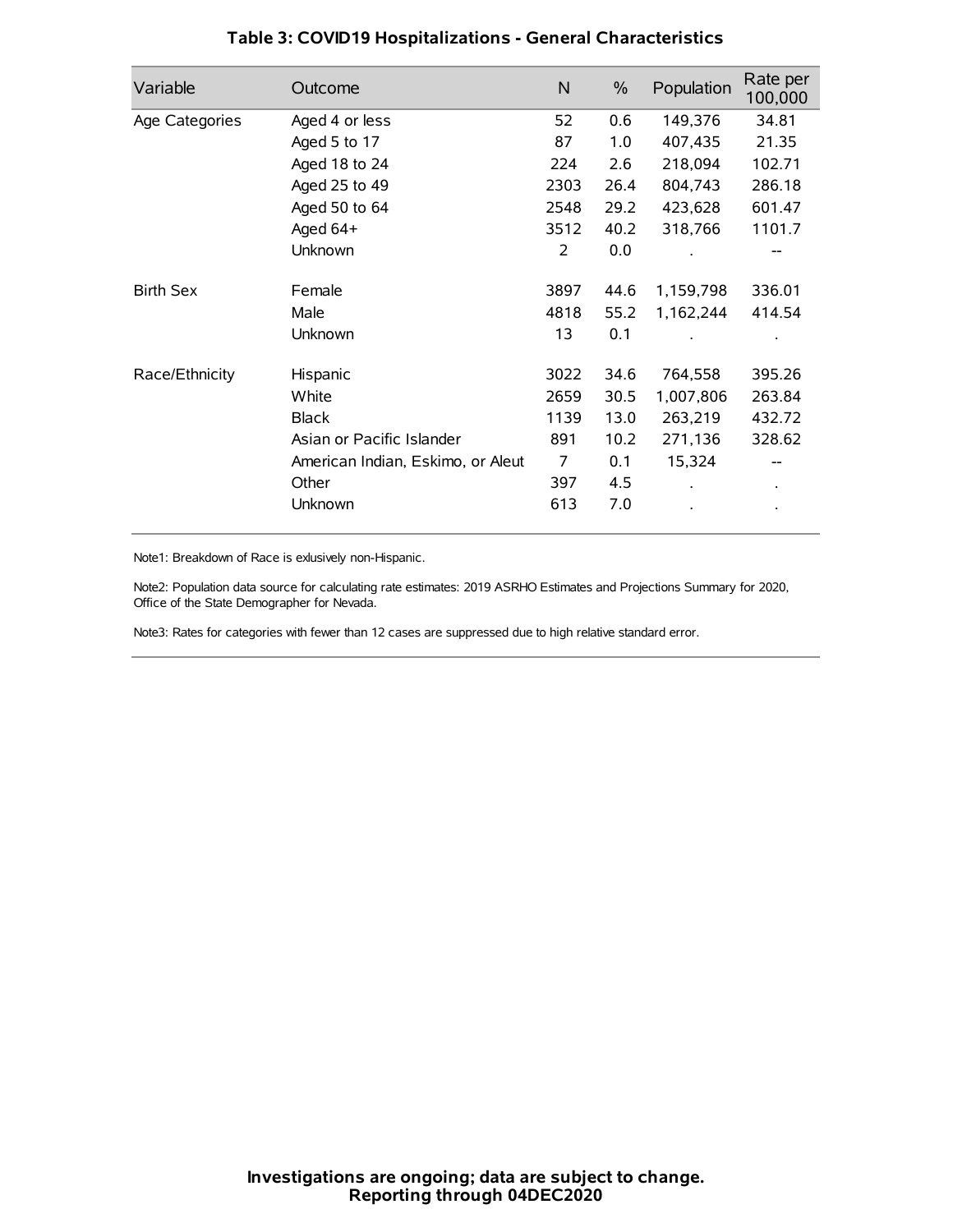### Table 3: COVID19 Hospitalizations - General Characteristics

| Variable | Outcome | N | % | Population | Rate per 100,000 |
|---|---|---|---|---|---|
| Age Categories | Aged 4 or less | 52 | 0.6 | 149,376 | 34.81 |
| | Aged 5 to 17 | 87 | 1.0 | 407,435 | 21.35 |
| | Aged 18 to 24 | 224 | 2.6 | 218,094 | 102.71 |
| | Aged 25 to 49 | 2303 | 26.4 | 804,743 | 286.18 |
| | Aged 50 to 64 | 2548 | 29.2 | 423,628 | 601.47 |
| | Aged 64+ | 3512 | 40.2 | 318,766 | 1101.7 |
| | Unknown | 2 | 0.0 | . | -- |
| Birth Sex | Female | 3897 | 44.6 | 1,159,798 | 336.01 |
| | Male | 4818 | 55.2 | 1,162,244 | 414.54 |
| | Unknown | 13 | 0.1 | . | . |
| Race/Ethnicity | Hispanic | 3022 | 34.6 | 764,558 | 395.26 |
| | White | 2659 | 30.5 | 1,007,806 | 263.84 |
| | Black | 1139 | 13.0 | 263,219 | 432.72 |
| | Asian or Pacific Islander | 891 | 10.2 | 271,136 | 328.62 |
| | American Indian, Eskimo, or Aleut | 7 | 0.1 | 15,324 | -- |
| | Other | 397 | 4.5 | . | . |
| | Unknown | 613 | 7.0 | . | . |

Note1: Breakdown of Race is exlusively non-Hispanic.

Note2: Population data source for calculating rate estimates: 2019 ASRHO Estimates and Projections Summary for 2020, Office of the State Demographer for Nevada.

Note3: Rates for categories with fewer than 12 cases are suppressed due to high relative standard error.

**Investigations are ongoing; data are subject to change.**
**Reporting through 04DEC2020**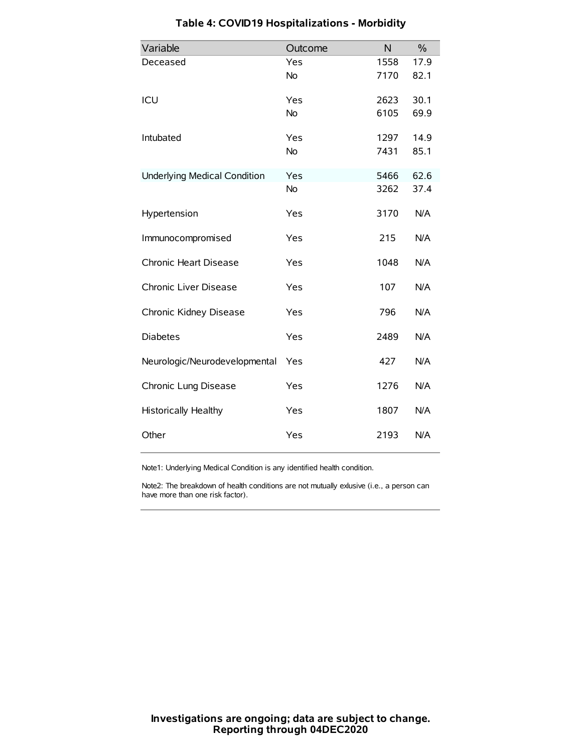# Table 4: COVID19 Hospitalizations - Morbidity

| Variable | Outcome | N | % |
|---|---|---|---|
| Deceased | Yes | 1558 | 17.9 |
| | No | 7170 | 82.1 |
| ICU | Yes | 2623 | 30.1 |
| | No | 6105 | 69.9 |
| Intubated | Yes | 1297 | 14.9 |
| | No | 7431 | 85.1 |
| Underlying Medical Condition | Yes | 5466 | 62.6 |
| | No | 3262 | 37.4 |
| Hypertension | Yes | 3170 | N/A |
| Immunocompromised | Yes | 215 | N/A |
| Chronic Heart Disease | Yes | 1048 | N/A |
| Chronic Liver Disease | Yes | 107 | N/A |
| Chronic Kidney Disease | Yes | 796 | N/A |
| Diabetes | Yes | 2489 | N/A |
| Neurologic/Neurodevelopmental | Yes | 427 | N/A |
| Chronic Lung Disease | Yes | 1276 | N/A |
| Historically Healthy | Yes | 1807 | N/A |
| Other | Yes | 2193 | N/A |

Note1: Underlying Medical Condition is any identified health condition.

Note2: The breakdown of health conditions are not mutually exlusive (i.e., a person can have more than one risk factor).

**Investigations are ongoing; data are subject to change.**
**Reporting through 04DEC2020**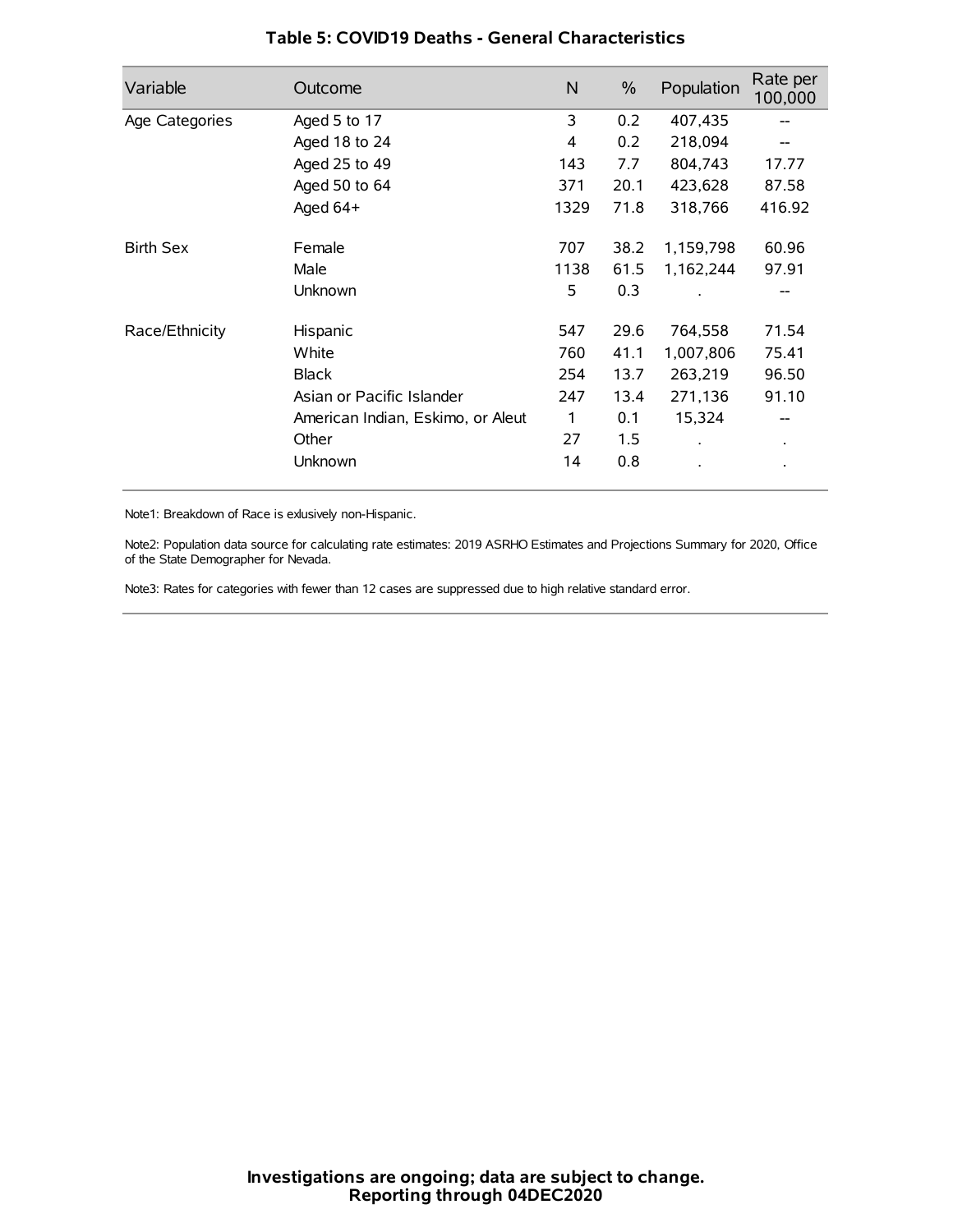## Table 5: COVID19 Deaths - General Characteristics

| Variable | Outcome | N | % | Population | Rate per 100,000 |
|---|---|---|---|---|---|
| Age Categories | Aged 5 to 17 | 3 | 0.2 | 407,435 | -- |
| | Aged 18 to 24 | 4 | 0.2 | 218,094 | -- |
| | Aged 25 to 49 | 143 | 7.7 | 804,743 | 17.77 |
| | Aged 50 to 64 | 371 | 20.1 | 423,628 | 87.58 |
| | Aged 64+ | 1329 | 71.8 | 318,766 | 416.92 |
| Birth Sex | Female | 707 | 38.2 | 1,159,798 | 60.96 |
| | Male | 1138 | 61.5 | 1,162,244 | 97.91 |
| | Unknown | 5 | 0.3 | . | -- |
| Race/Ethnicity | Hispanic | 547 | 29.6 | 764,558 | 71.54 |
| | White | 760 | 41.1 | 1,007,806 | 75.41 |
| | Black | 254 | 13.7 | 263,219 | 96.50 |
| | Asian or Pacific Islander | 247 | 13.4 | 271,136 | 91.10 |
| | American Indian, Eskimo, or Aleut | 1 | 0.1 | 15,324 | -- |
| | Other | 27 | 1.5 | . | . |
| | Unknown | 14 | 0.8 | . | . |

Note1: Breakdown of Race is exlusively non-Hispanic.

Note2: Population data source for calculating rate estimates: 2019 ASRHO Estimates and Projections Summary for 2020, Office of the State Demographer for Nevada.

Note3: Rates for categories with fewer than 12 cases are suppressed due to high relative standard error.

**Investigations are ongoing; data are subject to change.**
**Reporting through 04DEC2020**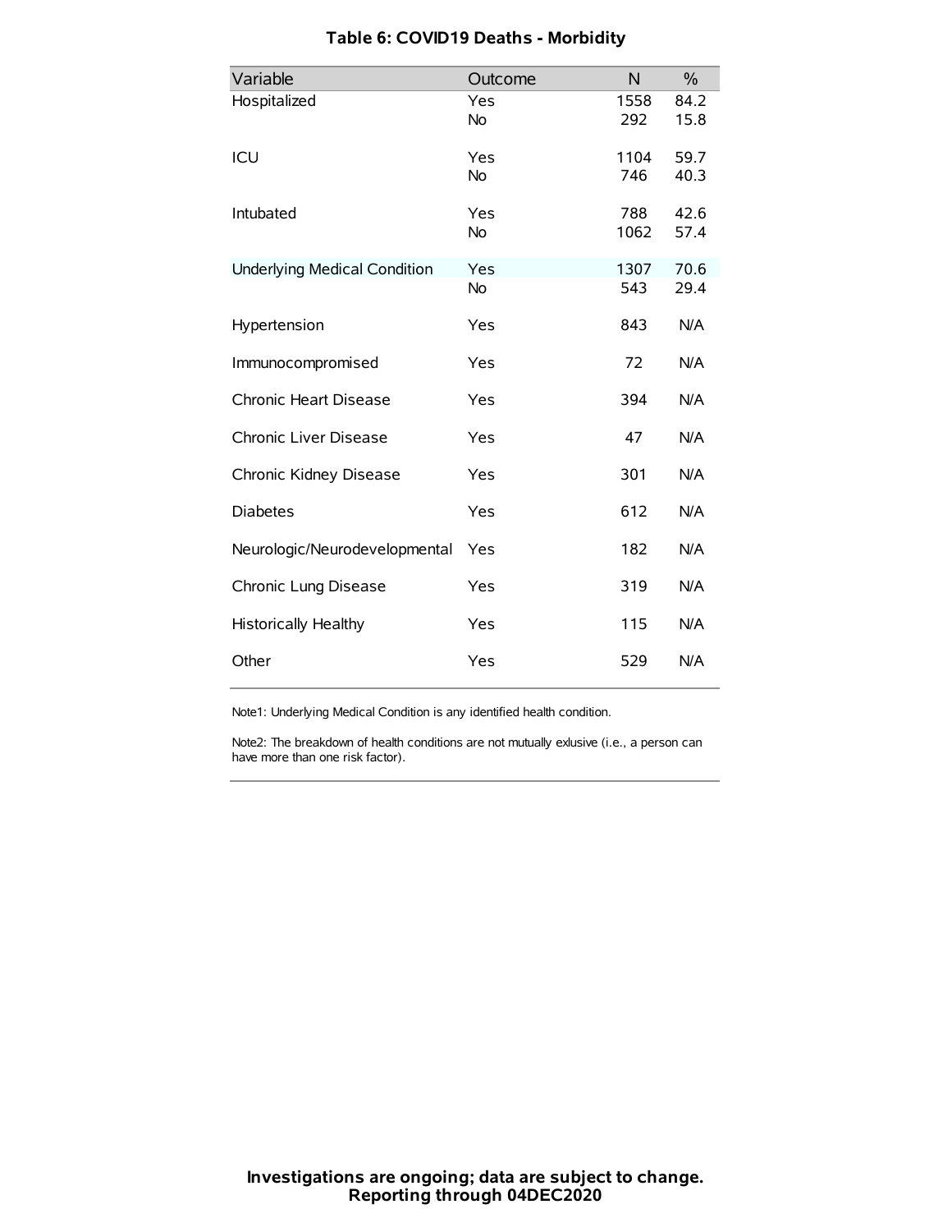## Table 6: COVID19 Deaths - Morbidity

| Variable | Outcome | N | % |
|---|---|---|---|
| Hospitalized | Yes | 1558 | 84.2 |
| | No | 292 | 15.8 |
| ICU | Yes | 1104 | 59.7 |
| | No | 746 | 40.3 |
| Intubated | Yes | 788 | 42.6 |
| | No | 1062 | 57.4 |
| Underlying Medical Condition | Yes | 1307 | 70.6 |
| | No | 543 | 29.4 |
| Hypertension | Yes | 843 | N/A |
| Immunocompromised | Yes | 72 | N/A |
| Chronic Heart Disease | Yes | 394 | N/A |
| Chronic Liver Disease | Yes | 47 | N/A |
| Chronic Kidney Disease | Yes | 301 | N/A |
| Diabetes | Yes | 612 | N/A |
| Neurologic/Neurodevelopmental | Yes | 182 | N/A |
| Chronic Lung Disease | Yes | 319 | N/A |
| Historically Healthy | Yes | 115 | N/A |
| Other | Yes | 529 | N/A |

Note1: Underlying Medical Condition is any identified health condition.

Note2: The breakdown of health conditions are not mutually exlusive (i.e., a person can have more than one risk factor).

**Investigations are ongoing; data are subject to change.**
**Reporting through 04DEC2020**